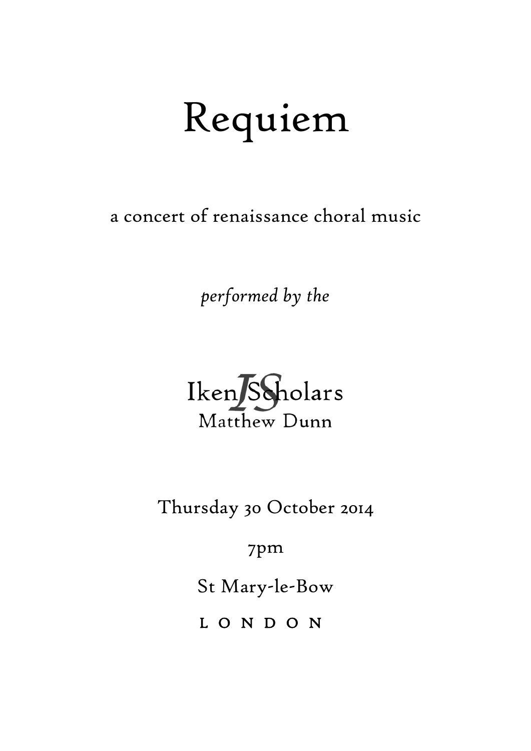# Requiem

a concert of renaissance choral music

*performed by the*

Iken Scholars

Matthew Dunn

Thursday 30 October 2014

7pm

St Mary-le-Bow

LONDON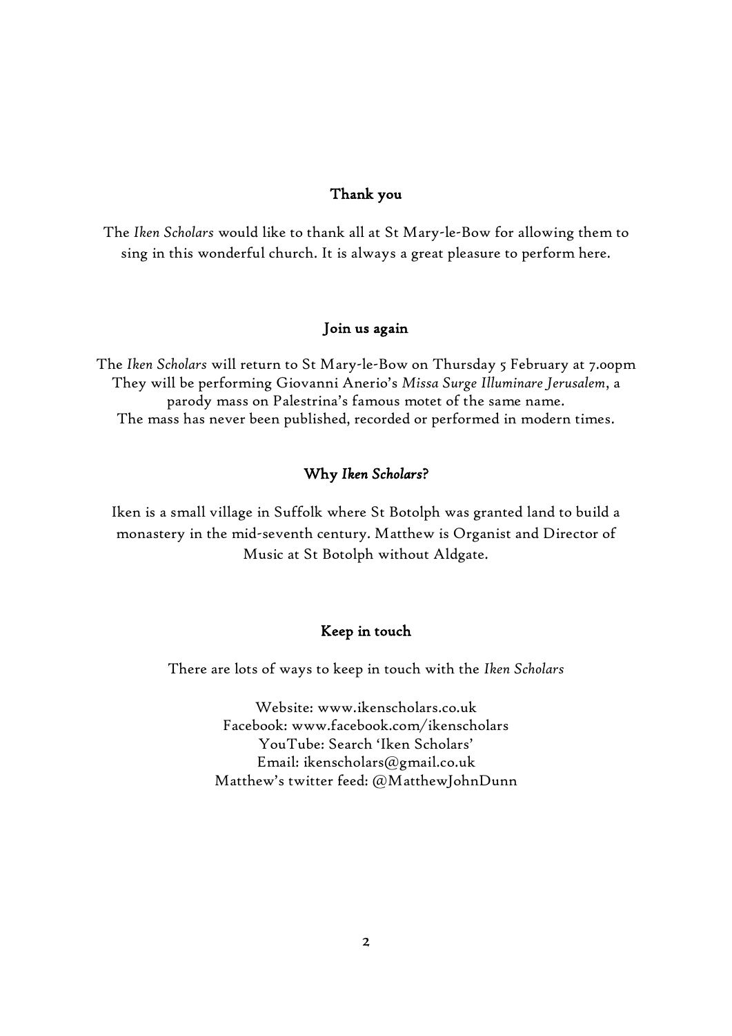## Thank you

The *Iken Scholars* would like to thank all at St Mary-le-Bow for allowing them to sing in this wonderful church. It is always a great pleasure to perform here.

## Join us again

The *Iken Scholars* will return to St Mary-le-Bow on Thursday 5 February at 7.00pm
They will be performing Giovanni Anerio's *Missa Surge Illuminare Jerusalem*, a parody mass on Palestrina's famous motet of the same name.
The mass has never been published, recorded or performed in modern times.

## Why *Iken Scholars*?

Iken is a small village in Suffolk where St Botolph was granted land to build a monastery in the mid-seventh century. Matthew is Organist and Director of Music at St Botolph without Aldgate.

## Keep in touch

There are lots of ways to keep in touch with the *Iken Scholars*

Website: www.ikenscholars.co.uk
Facebook: www.facebook.com/ikenscholars
YouTube: Search 'Iken Scholars'
Email: ikenscholars@gmail.co.uk
Matthew's twitter feed: @MatthewJohnDunn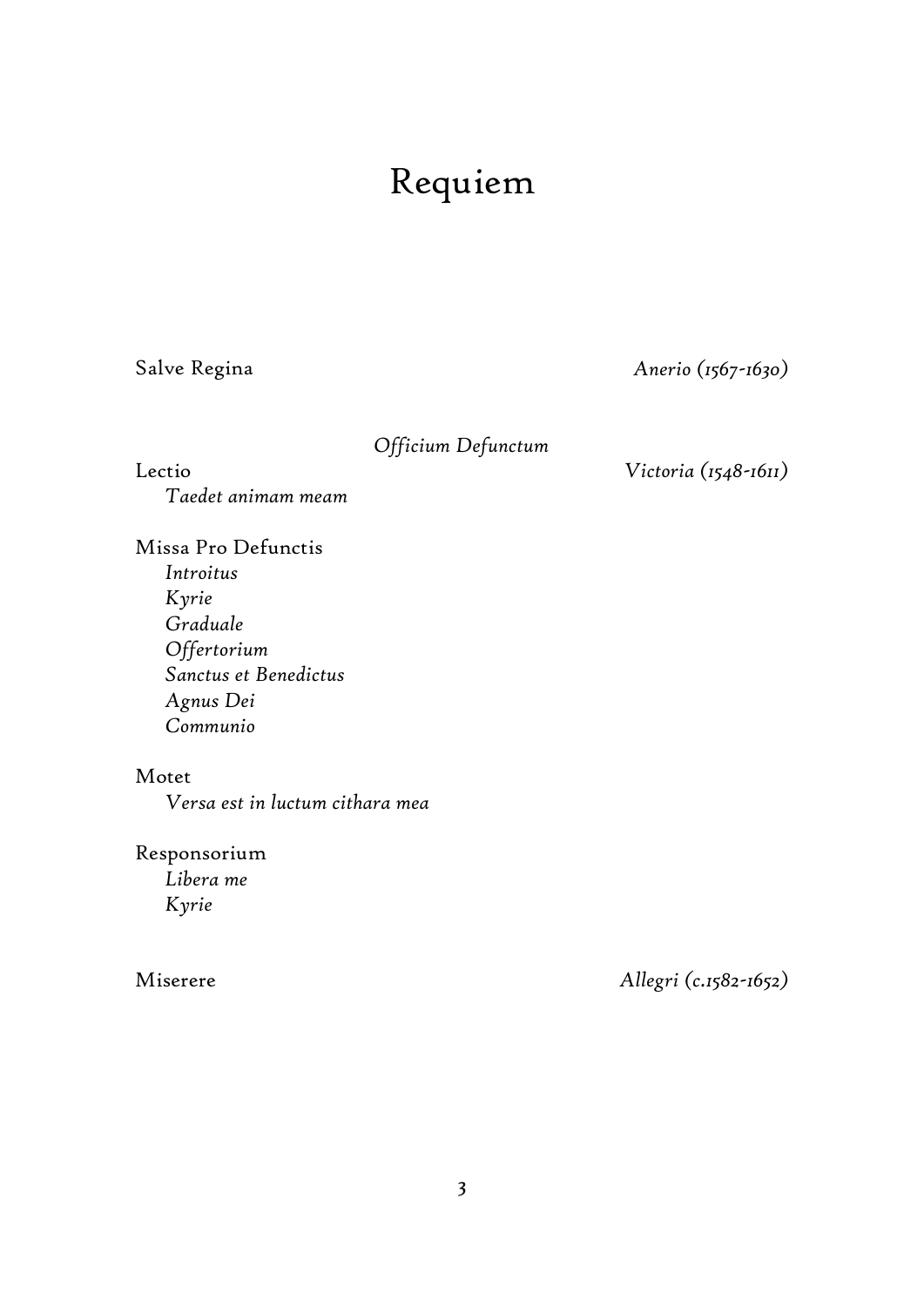# Requiem

Salve Regina — *Anerio (1567-1630)*

*Officium Defunctum*

Lectio — *Victoria (1548-1611)*
*Taedet animam meam*

Missa Pro Defunctis
*Introitus*
*Kyrie*
*Graduale*
*Offertorium*
*Sanctus et Benedictus*
*Agnus Dei*
*Communio*

Motet
*Versa est in luctum cithara mea*

Responsorium
*Libera me*
*Kyrie*

Miserere — *Allegri (c.1582-1652)*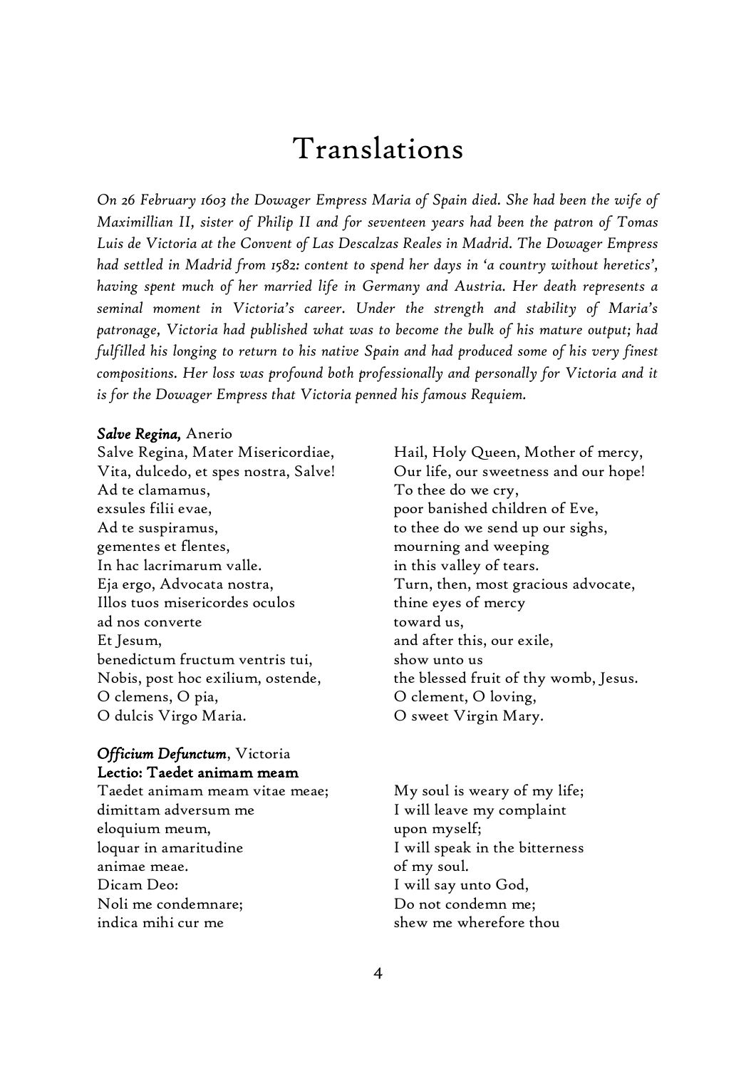# Translations

*On 26 February 1603 the Dowager Empress Maria of Spain died. She had been the wife of Maximillian II, sister of Philip II and for seventeen years had been the patron of Tomas Luis de Victoria at the Convent of Las Descalzas Reales in Madrid. The Dowager Empress had settled in Madrid from 1582: content to spend her days in 'a country without heretics', having spent much of her married life in Germany and Austria. Her death represents a seminal moment in Victoria's career. Under the strength and stability of Maria's patronage, Victoria had published what was to become the bulk of his mature output; had fulfilled his longing to return to his native Spain and had produced some of his very finest compositions. Her loss was profound both professionally and personally for Victoria and it is for the Dowager Empress that Victoria penned his famous Requiem.*

***Salve Regina,*** Anerio

Salve Regina, Mater Misericordiae,
Vita, dulcedo, et spes nostra, Salve!
Ad te clamamus,
exsules filii evae,
Ad te suspiramus,
gementes et flentes,
In hac lacrimarum valle.
Eja ergo, Advocata nostra,
Illos tuos misericordes oculos
ad nos converte
Et Jesum,
benedictum fructum ventris tui,
Nobis, post hoc exilium, ostende,
O clemens, O pia,
O dulcis Virgo Maria.

Hail, Holy Queen, Mother of mercy,
Our life, our sweetness and our hope!
To thee do we cry,
poor banished children of Eve,
to thee do we send up our sighs,
mourning and weeping
in this valley of tears.
Turn, then, most gracious advocate,
thine eyes of mercy
toward us,
and after this, our exile,
show unto us
the blessed fruit of thy womb, Jesus.
O clement, O loving,
O sweet Virgin Mary.

***Officium Defunctum***, Victoria
**Lectio: Taedet animam meam**

Taedet animam meam vitae meae;
dimittam adversum me
eloquium meum,
loquar in amaritudine
animae meae.
Dicam Deo:
Noli me condemnare;
indica mihi cur me

My soul is weary of my life;
I will leave my complaint
upon myself;
I will speak in the bitterness
of my soul.
I will say unto God,
Do not condemn me;
shew me wherefore thou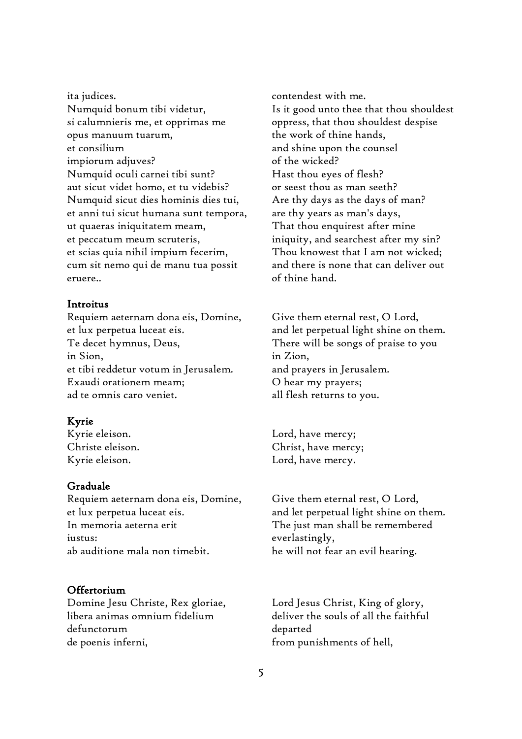| | |
|---|---|
| ita judices. | contendest with me. |
| Numquid bonum tibi videtur, | Is it good unto thee that thou shouldest |
| si calumnieris me, et opprimas me | oppress, that thou shouldest despise |
| opus manuum tuarum, | the work of thine hands, |
| et consilium | and shine upon the counsel |
| impiorum adjuves? | of the wicked? |
| Numquid oculi carnei tibi sunt? | Hast thou eyes of flesh? |
| aut sicut videt homo, et tu videbis? | or seest thou as man seeth? |
| Numquid sicut dies hominis dies tui, | Are thy days as the days of man? |
| et anni tui sicut humana sunt tempora, | are thy years as man's days, |
| ut quaeras iniquitatem meam, | That thou enquirest after mine |
| et peccatum meum scruteris, | iniquity, and searchest after my sin? |
| et scias quia nihil impium fecerim, | Thou knowest that I am not wicked; |
| cum sit nemo qui de manu tua possit | and there is none that can deliver out |
| eruere.. | of thine hand. |

**Introitus**

| | |
|---|---|
| Requiem aeternam dona eis, Domine, | Give them eternal rest, O Lord, |
| et lux perpetua luceat eis. | and let perpetual light shine on them. |
| Te decet hymnus, Deus, | There will be songs of praise to you |
| in Sion, | in Zion, |
| et tibi reddetur votum in Jerusalem. | and prayers in Jerusalem. |
| Exaudi orationem meam; | O hear my prayers; |
| ad te omnis caro veniet. | all flesh returns to you. |

**Kyrie**

| | |
|---|---|
| Kyrie eleison. | Lord, have mercy; |
| Christe eleison. | Christ, have mercy; |
| Kyrie eleison. | Lord, have mercy. |

**Graduale**

| | |
|---|---|
| Requiem aeternam dona eis, Domine, | Give them eternal rest, O Lord, |
| et lux perpetua luceat eis. | and let perpetual light shine on them. |
| In memoria aeterna erit | The just man shall be remembered |
| iustus: | everlastingly, |
| ab auditione mala non timebit. | he will not fear an evil hearing. |

**Offertorium**

| | |
|---|---|
| Domine Jesu Christe, Rex gloriae, | Lord Jesus Christ, King of glory, |
| libera animas omnium fidelium | deliver the souls of all the faithful |
| defunctorum | departed |
| de poenis inferni, | from punishments of hell, |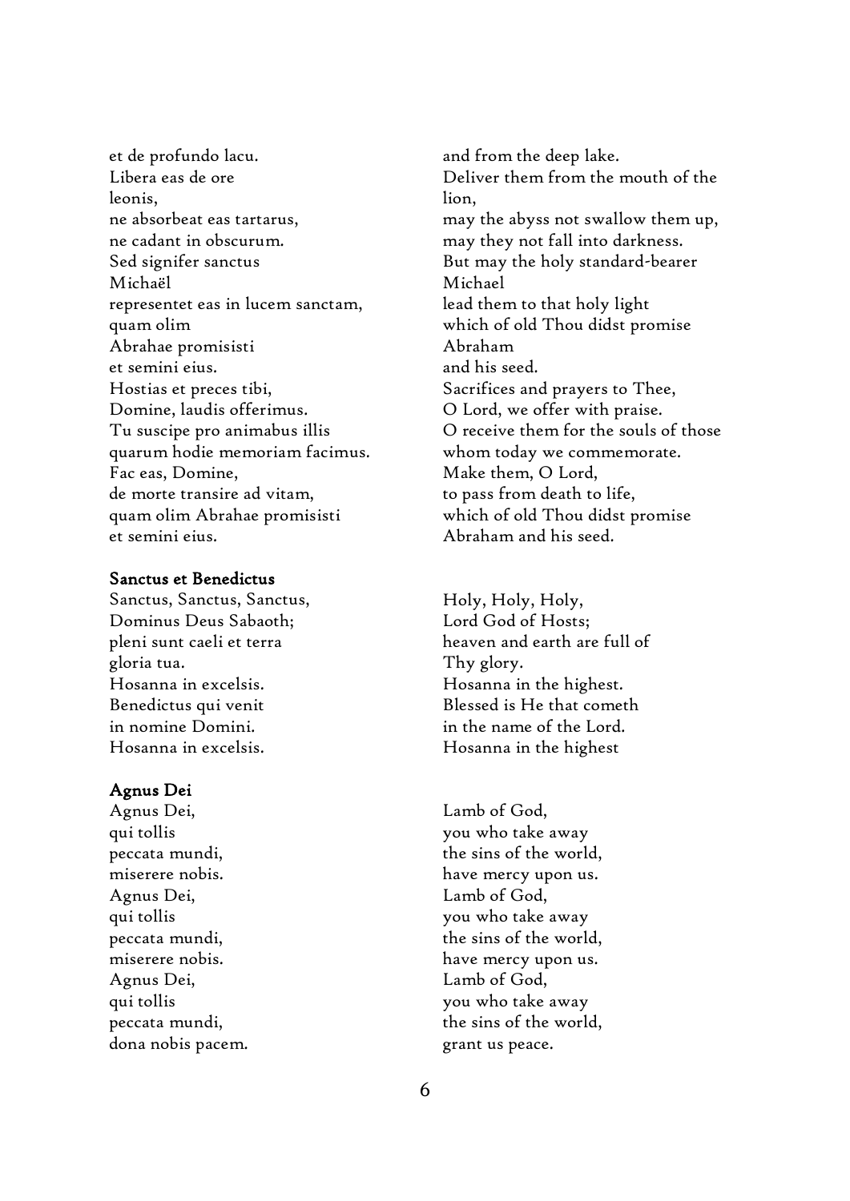| | |
|---|---|
| et de profundo lacu. | and from the deep lake. |
| Libera eas de ore | Deliver them from the mouth of the |
| leonis, | lion, |
| ne absorbeat eas tartarus, | may the abyss not swallow them up, |
| ne cadant in obscurum. | may they not fall into darkness. |
| Sed signifer sanctus | But may the holy standard-bearer |
| Michaël | Michael |
| representet eas in lucem sanctam, | lead them to that holy light |
| quam olim | which of old Thou didst promise |
| Abrahae promisisti | Abraham |
| et semini eius. | and his seed. |
| Hostias et preces tibi, | Sacrifices and prayers to Thee, |
| Domine, laudis offerimus. | O Lord, we offer with praise. |
| Tu suscipe pro animabus illis | O receive them for the souls of those |
| quarum hodie memoriam facimus. | whom today we commemorate. |
| Fac eas, Domine, | Make them, O Lord, |
| de morte transire ad vitam, | to pass from death to life, |
| quam olim Abrahae promisisti | which of old Thou didst promise |
| et semini eius. | Abraham and his seed. |

**Sanctus et Benedictus**

| | |
|---|---|
| Sanctus, Sanctus, Sanctus, | Holy, Holy, Holy, |
| Dominus Deus Sabaoth; | Lord God of Hosts; |
| pleni sunt caeli et terra | heaven and earth are full of |
| gloria tua. | Thy glory. |
| Hosanna in excelsis. | Hosanna in the highest. |
| Benedictus qui venit | Blessed is He that cometh |
| in nomine Domini. | in the name of the Lord. |
| Hosanna in excelsis. | Hosanna in the highest |

**Agnus Dei**

| | |
|---|---|
| Agnus Dei, | Lamb of God, |
| qui tollis | you who take away |
| peccata mundi, | the sins of the world, |
| miserere nobis. | have mercy upon us. |
| Agnus Dei, | Lamb of God, |
| qui tollis | you who take away |
| peccata mundi, | the sins of the world, |
| miserere nobis. | have mercy upon us. |
| Agnus Dei, | Lamb of God, |
| qui tollis | you who take away |
| peccata mundi, | the sins of the world, |
| dona nobis pacem. | grant us peace. |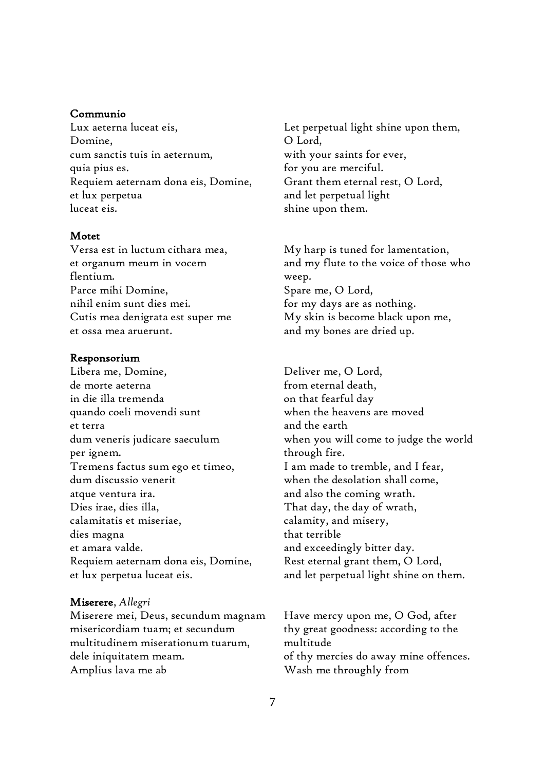**Communio**

| | |
|---|---|
| Lux aeterna luceat eis, | Let perpetual light shine upon them, |
| Domine, | O Lord, |
| cum sanctis tuis in aeternum, | with your saints for ever, |
| quia pius es. | for you are merciful. |
| Requiem aeternam dona eis, Domine, | Grant them eternal rest, O Lord, |
| et lux perpetua | and let perpetual light |
| luceat eis. | shine upon them. |

**Motet**

| | |
|---|---|
| Versa est in luctum cithara mea, | My harp is tuned for lamentation, |
| et organum meum in vocem flentium. | and my flute to the voice of those who weep. |
| Parce mihi Domine, | Spare me, O Lord, |
| nihil enim sunt dies mei. | for my days are as nothing. |
| Cutis mea denigrata est super me | My skin is become black upon me, |
| et ossa mea aruerunt. | and my bones are dried up. |

**Responsorium**

| | |
|---|---|
| Libera me, Domine, | Deliver me, O Lord, |
| de morte aeterna | from eternal death, |
| in die illa tremenda | on that fearful day |
| quando coeli movendi sunt | when the heavens are moved |
| et terra | and the earth |
| dum veneris judicare saeculum | when you will come to judge the world |
| per ignem. | through fire. |
| Tremens factus sum ego et timeo, | I am made to tremble, and I fear, |
| dum discussio venerit | when the desolation shall come, |
| atque ventura ira. | and also the coming wrath. |
| Dies irae, dies illa, | That day, the day of wrath, |
| calamitatis et miseriae, | calamity, and misery, |
| dies magna | that terrible |
| et amara valde. | and exceedingly bitter day. |
| Requiem aeternam dona eis, Domine, | Rest eternal grant them, O Lord, |
| et lux perpetua luceat eis. | and let perpetual light shine on them. |

**Miserere**, *Allegri*

| | |
|---|---|
| Miserere mei, Deus, secundum magnam misericordiam tuam; et secundum multitudinem miserationum tuarum, | Have mercy upon me, O God, after thy great goodness: according to the multitude |
| dele iniquitatem meam. | of thy mercies do away mine offences. |
| Amplius lava me ab | Wash me throughly from |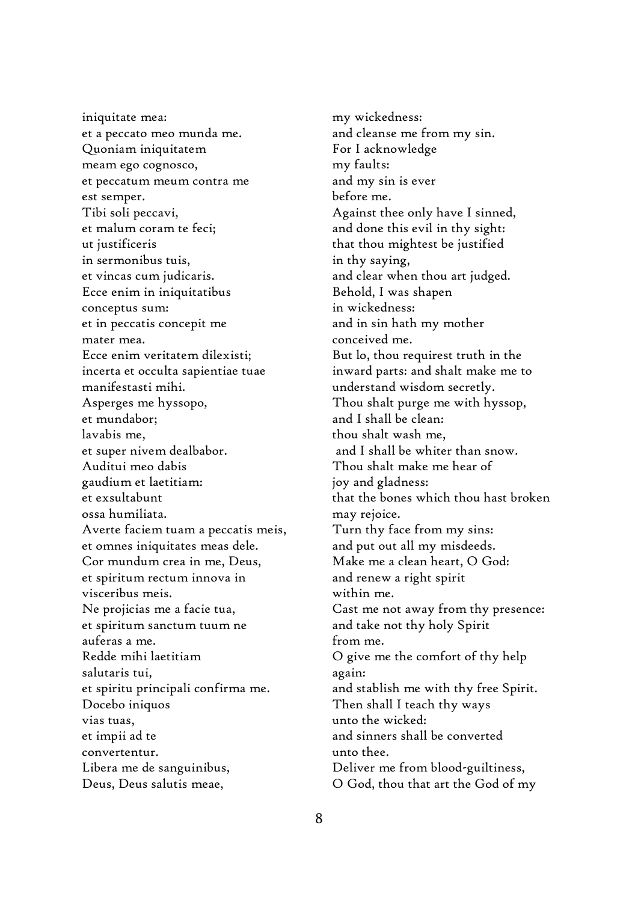iniquitate mea:
et a peccato meo munda me.
Quoniam iniquitatem
meam ego cognosco,
et peccatum meum contra me
est semper.
Tibi soli peccavi,
et malum coram te feci;
ut justificeris
in sermonibus tuis,
et vincas cum judicaris.
Ecce enim in iniquitatibus
conceptus sum:
et in peccatis concepit me
mater mea.
Ecce enim veritatem dilexisti;
incerta et occulta sapientiae tuae
manifestasti mihi.
Asperges me hyssopo,
et mundabor;
lavabis me,
et super nivem dealbabor.
Auditui meo dabis
gaudium et laetitiam:
et exsultabunt
ossa humiliata.
Averte faciem tuam a peccatis meis,
et omnes iniquitates meas dele.
Cor mundum crea in me, Deus,
et spiritum rectum innova in
visceribus meis.
Ne projicias me a facie tua,
et spiritum sanctum tuum ne
auferas a me.
Redde mihi laetitiam
salutaris tui,
et spiritu principali confirma me.
Docebo iniquos
vias tuas,
et impii ad te
convertentur.
Libera me de sanguinibus,
Deus, Deus salutis meae,

my wickedness:
and cleanse me from my sin.
For I acknowledge
my faults:
and my sin is ever
before me.
Against thee only have I sinned,
and done this evil in thy sight:
that thou mightest be justified
in thy saying,
and clear when thou art judged.
Behold, I was shapen
in wickedness:
and in sin hath my mother
conceived me.
But lo, thou requirest truth in the
inward parts: and shalt make me to
understand wisdom secretly.
Thou shalt purge me with hyssop,
and I shall be clean:
thou shalt wash me,
and I shall be whiter than snow.
Thou shalt make me hear of
joy and gladness:
that the bones which thou hast broken
may rejoice.
Turn thy face from my sins:
and put out all my misdeeds.
Make me a clean heart, O God:
and renew a right spirit
within me.
Cast me not away from thy presence:
and take not thy holy Spirit
from me.
O give me the comfort of thy help
again:
and stablish me with thy free Spirit.
Then shall I teach thy ways
unto the wicked:
and sinners shall be converted
unto thee.
Deliver me from blood-guiltiness,
O God, thou that art the God of my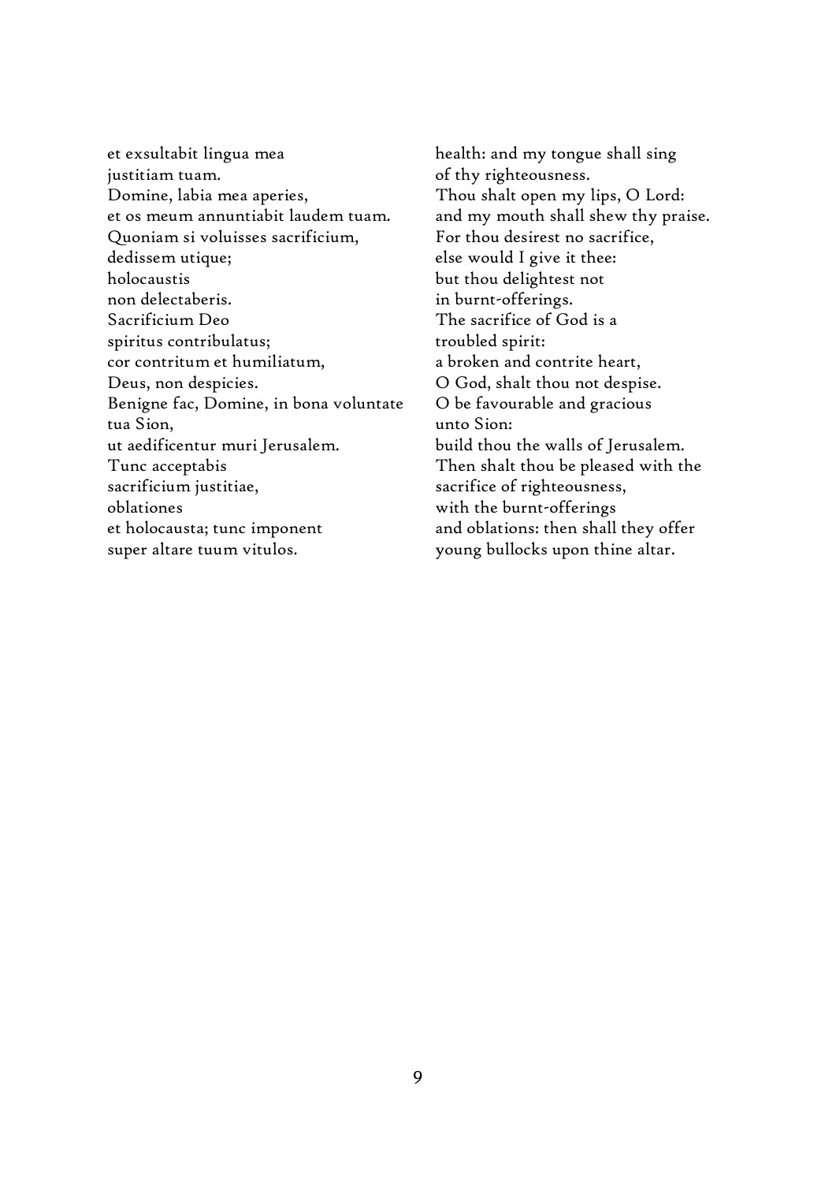et exsultabit lingua mea
justitiam tuam.
Domine, labia mea aperies,
et os meum annuntiabit laudem tuam.
Quoniam si voluisses sacrificium,
dedissem utique;
holocaustis
non delectaberis.
Sacrificium Deo
spiritus contribulatus;
cor contritum et humiliatum,
Deus, non despicies.
Benigne fac, Domine, in bona voluntate
tua Sion,
ut aedificentur muri Jerusalem.
Tunc acceptabis
sacrificium justitiae,
oblationes
et holocausta; tunc imponent
super altare tuum vitulos.

health: and my tongue shall sing
of thy righteousness.
Thou shalt open my lips, O Lord:
and my mouth shall shew thy praise.
For thou desirest no sacrifice,
else would I give it thee:
but thou delightest not
in burnt-offerings.
The sacrifice of God is a
troubled spirit:
a broken and contrite heart,
O God, shalt thou not despise.
O be favourable and gracious
unto Sion:
build thou the walls of Jerusalem.
Then shalt thou be pleased with the
sacrifice of righteousness,
with the burnt-offerings
and oblations: then shall they offer
young bullocks upon thine altar.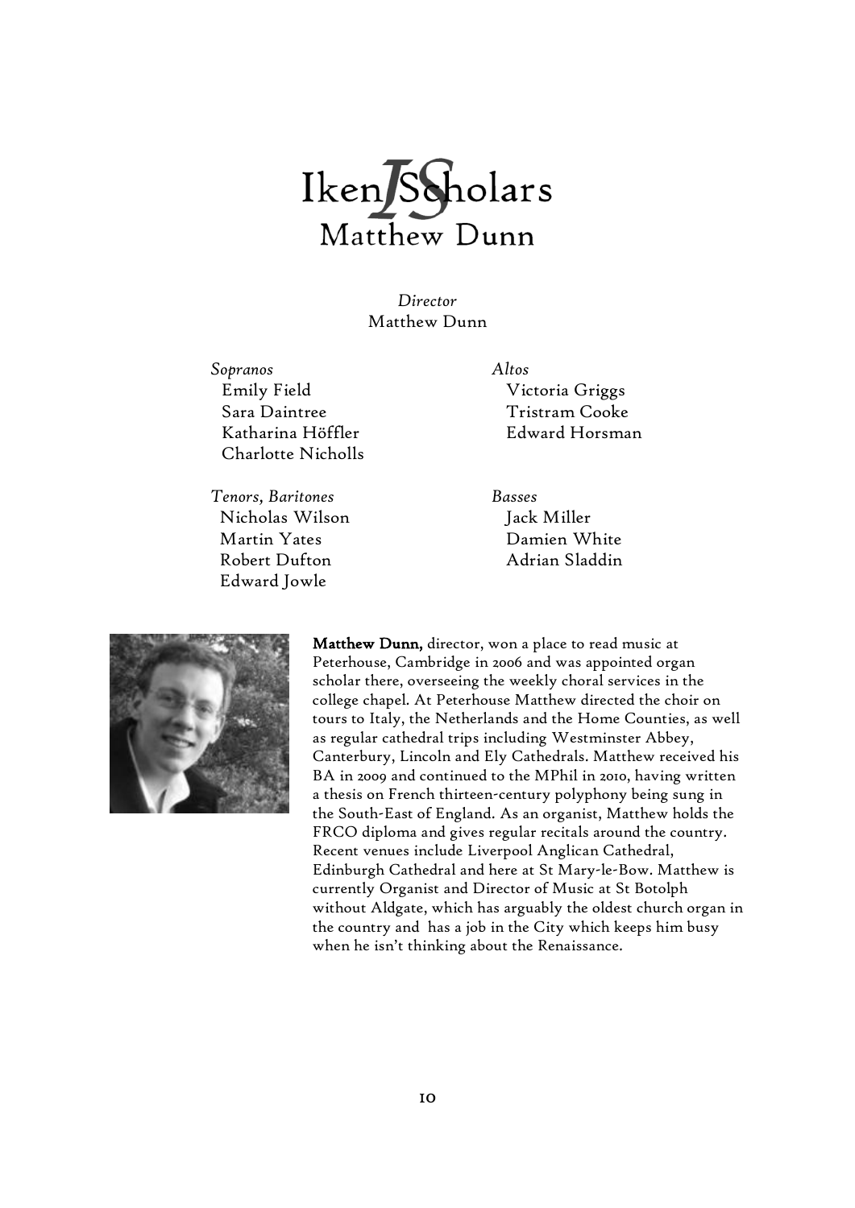# Iken Scholars
## Matthew Dunn

*Director*
Matthew Dunn

*Sopranos*
Emily Field
Sara Daintree
Katharina Höffler
Charlotte Nicholls

*Altos*
Victoria Griggs
Tristram Cooke
Edward Horsman

*Tenors, Baritones*
Nicholas Wilson
Martin Yates
Robert Dufton
Edward Jowle

*Basses*
Jack Miller
Damien White
Adrian Sladdin

**Matthew Dunn,** director, won a place to read music at Peterhouse, Cambridge in 2006 and was appointed organ scholar there, overseeing the weekly choral services in the college chapel. At Peterhouse Matthew directed the choir on tours to Italy, the Netherlands and the Home Counties, as well as regular cathedral trips including Westminster Abbey, Canterbury, Lincoln and Ely Cathedrals. Matthew received his BA in 2009 and continued to the MPhil in 2010, having written a thesis on French thirteen-century polyphony being sung in the South-East of England. As an organist, Matthew holds the FRCO diploma and gives regular recitals around the country. Recent venues include Liverpool Anglican Cathedral, Edinburgh Cathedral and here at St Mary-le-Bow. Matthew is currently Organist and Director of Music at St Botolph without Aldgate, which has arguably the oldest church organ in the country and has a job in the City which keeps him busy when he isn't thinking about the Renaissance.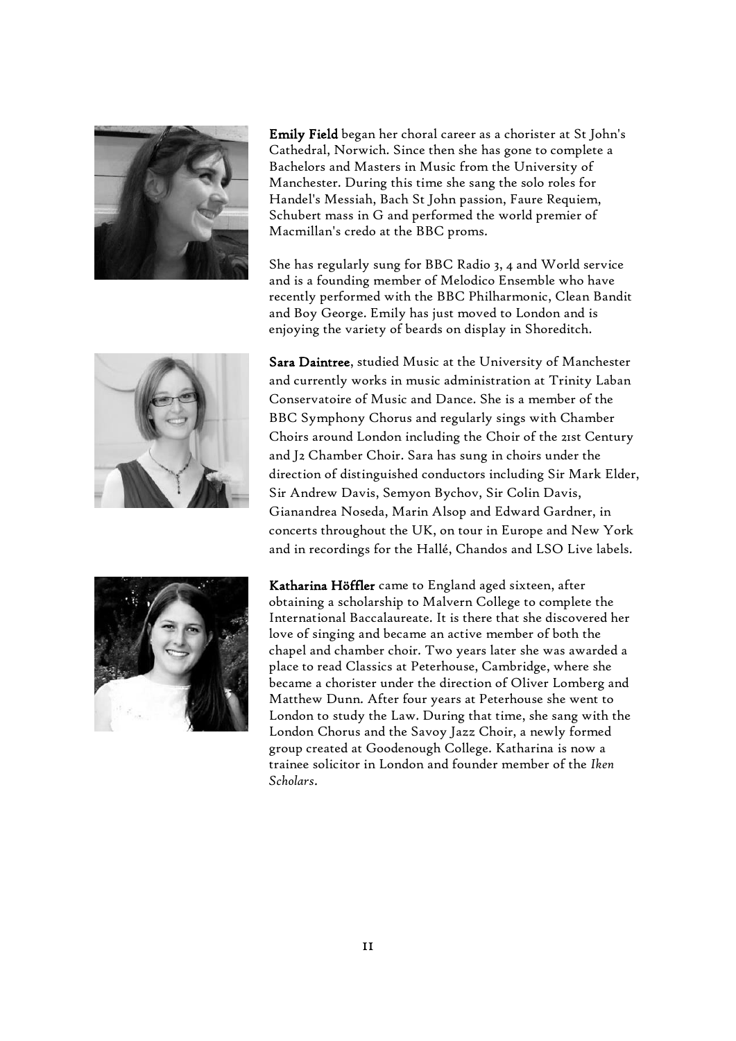**Emily Field** began her choral career as a chorister at St John's Cathedral, Norwich. Since then she has gone to complete a Bachelors and Masters in Music from the University of Manchester. During this time she sang the solo roles for Handel's Messiah, Bach St John passion, Faure Requiem, Schubert mass in G and performed the world premier of Macmillan's credo at the BBC proms.

She has regularly sung for BBC Radio 3, 4 and World service and is a founding member of Melodico Ensemble who have recently performed with the BBC Philharmonic, Clean Bandit and Boy George. Emily has just moved to London and is enjoying the variety of beards on display in Shoreditch.

**Sara Daintree**, studied Music at the University of Manchester and currently works in music administration at Trinity Laban Conservatoire of Music and Dance. She is a member of the BBC Symphony Chorus and regularly sings with Chamber Choirs around London including the Choir of the 21st Century and J2 Chamber Choir. Sara has sung in choirs under the direction of distinguished conductors including Sir Mark Elder, Sir Andrew Davis, Semyon Bychov, Sir Colin Davis, Gianandrea Noseda, Marin Alsop and Edward Gardner, in concerts throughout the UK, on tour in Europe and New York and in recordings for the Hallé, Chandos and LSO Live labels.

**Katharina Höffler** came to England aged sixteen, after obtaining a scholarship to Malvern College to complete the International Baccalaureate. It is there that she discovered her love of singing and became an active member of both the chapel and chamber choir. Two years later she was awarded a place to read Classics at Peterhouse, Cambridge, where she became a chorister under the direction of Oliver Lomberg and Matthew Dunn. After four years at Peterhouse she went to London to study the Law. During that time, she sang with the London Chorus and the Savoy Jazz Choir, a newly formed group created at Goodenough College. Katharina is now a trainee solicitor in London and founder member of the *Iken Scholars*.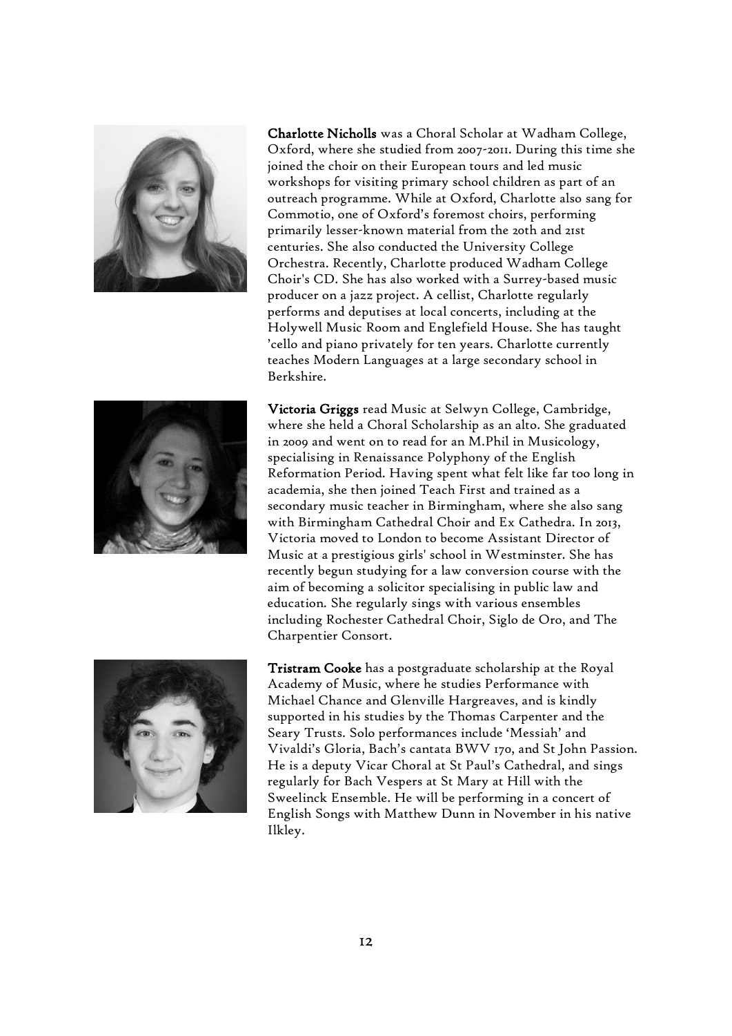**Charlotte Nicholls** was a Choral Scholar at Wadham College, Oxford, where she studied from 2007-2011. During this time she joined the choir on their European tours and led music workshops for visiting primary school children as part of an outreach programme. While at Oxford, Charlotte also sang for Commotio, one of Oxford's foremost choirs, performing primarily lesser-known material from the 20th and 21st centuries. She also conducted the University College Orchestra. Recently, Charlotte produced Wadham College Choir's CD. She has also worked with a Surrey-based music producer on a jazz project. A cellist, Charlotte regularly performs and deputises at local concerts, including at the Holywell Music Room and Englefield House. She has taught 'cello and piano privately for ten years. Charlotte currently teaches Modern Languages at a large secondary school in Berkshire.

**Victoria Griggs** read Music at Selwyn College, Cambridge, where she held a Choral Scholarship as an alto. She graduated in 2009 and went on to read for an M.Phil in Musicology, specialising in Renaissance Polyphony of the English Reformation Period. Having spent what felt like far too long in academia, she then joined Teach First and trained as a secondary music teacher in Birmingham, where she also sang with Birmingham Cathedral Choir and Ex Cathedra. In 2013, Victoria moved to London to become Assistant Director of Music at a prestigious girls' school in Westminster. She has recently begun studying for a law conversion course with the aim of becoming a solicitor specialising in public law and education. She regularly sings with various ensembles including Rochester Cathedral Choir, Siglo de Oro, and The Charpentier Consort.

**Tristram Cooke** has a postgraduate scholarship at the Royal Academy of Music, where he studies Performance with Michael Chance and Glenville Hargreaves, and is kindly supported in his studies by the Thomas Carpenter and the Seary Trusts. Solo performances include 'Messiah' and Vivaldi's Gloria, Bach's cantata BWV 170, and St John Passion. He is a deputy Vicar Choral at St Paul's Cathedral, and sings regularly for Bach Vespers at St Mary at Hill with the Sweelinck Ensemble. He will be performing in a concert of English Songs with Matthew Dunn in November in his native Ilkley.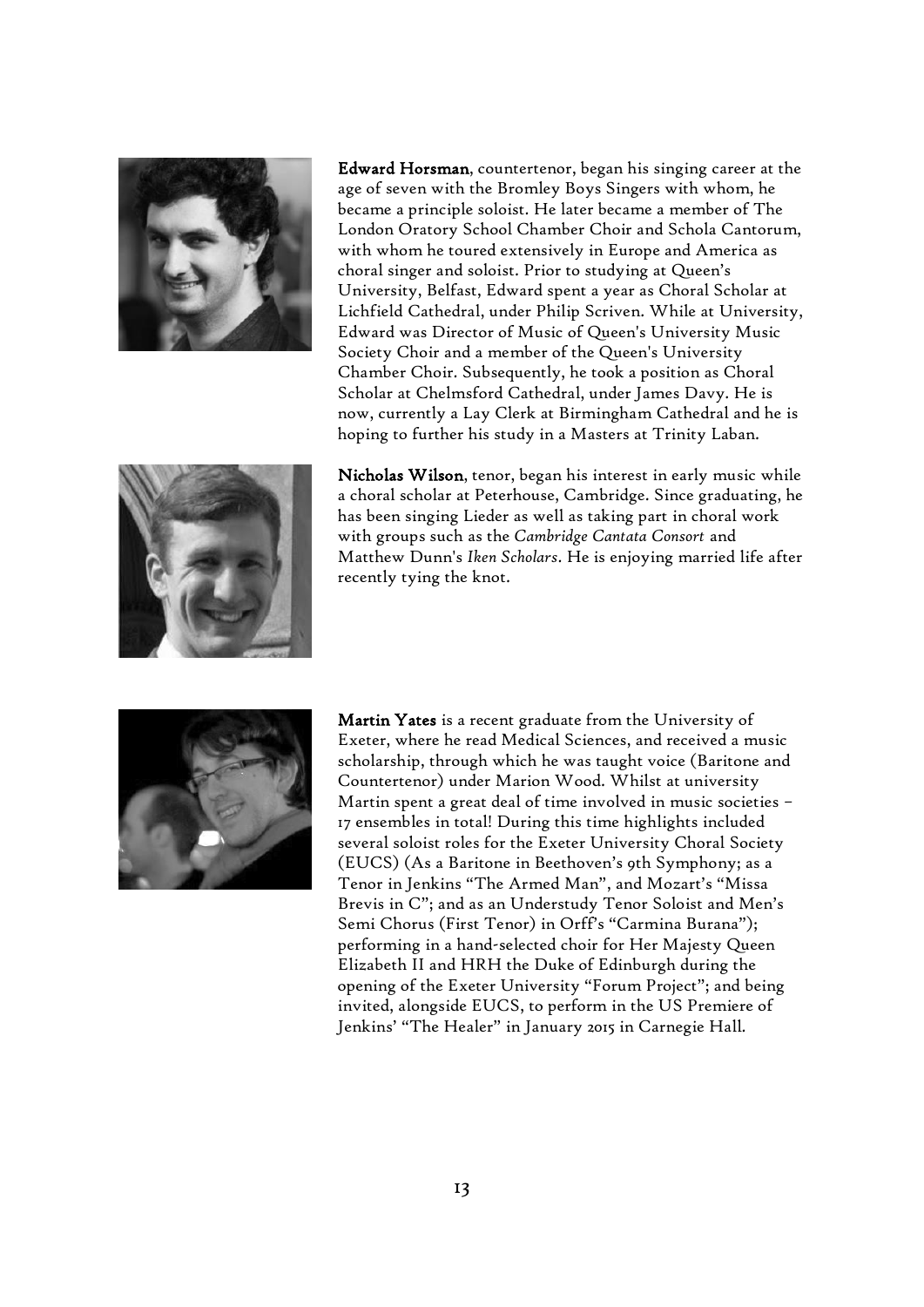**Edward Horsman**, countertenor, began his singing career at the age of seven with the Bromley Boys Singers with whom, he became a principle soloist. He later became a member of The London Oratory School Chamber Choir and Schola Cantorum, with whom he toured extensively in Europe and America as choral singer and soloist. Prior to studying at Queen's University, Belfast, Edward spent a year as Choral Scholar at Lichfield Cathedral, under Philip Scriven. While at University, Edward was Director of Music of Queen's University Music Society Choir and a member of the Queen's University Chamber Choir. Subsequently, he took a position as Choral Scholar at Chelmsford Cathedral, under James Davy. He is now, currently a Lay Clerk at Birmingham Cathedral and he is hoping to further his study in a Masters at Trinity Laban.

**Nicholas Wilson**, tenor, began his interest in early music while a choral scholar at Peterhouse, Cambridge. Since graduating, he has been singing Lieder as well as taking part in choral work with groups such as the *Cambridge Cantata Consort* and Matthew Dunn's *Iken Scholars*. He is enjoying married life after recently tying the knot.

**Martin Yates** is a recent graduate from the University of Exeter, where he read Medical Sciences, and received a music scholarship, through which he was taught voice (Baritone and Countertenor) under Marion Wood. Whilst at university Martin spent a great deal of time involved in music societies – 17 ensembles in total! During this time highlights included several soloist roles for the Exeter University Choral Society (EUCS) (As a Baritone in Beethoven's 9th Symphony; as a Tenor in Jenkins "The Armed Man", and Mozart's "Missa Brevis in C"; and as an Understudy Tenor Soloist and Men's Semi Chorus (First Tenor) in Orff's "Carmina Burana"); performing in a hand-selected choir for Her Majesty Queen Elizabeth II and HRH the Duke of Edinburgh during the opening of the Exeter University "Forum Project"; and being invited, alongside EUCS, to perform in the US Premiere of Jenkins' "The Healer" in January 2015 in Carnegie Hall.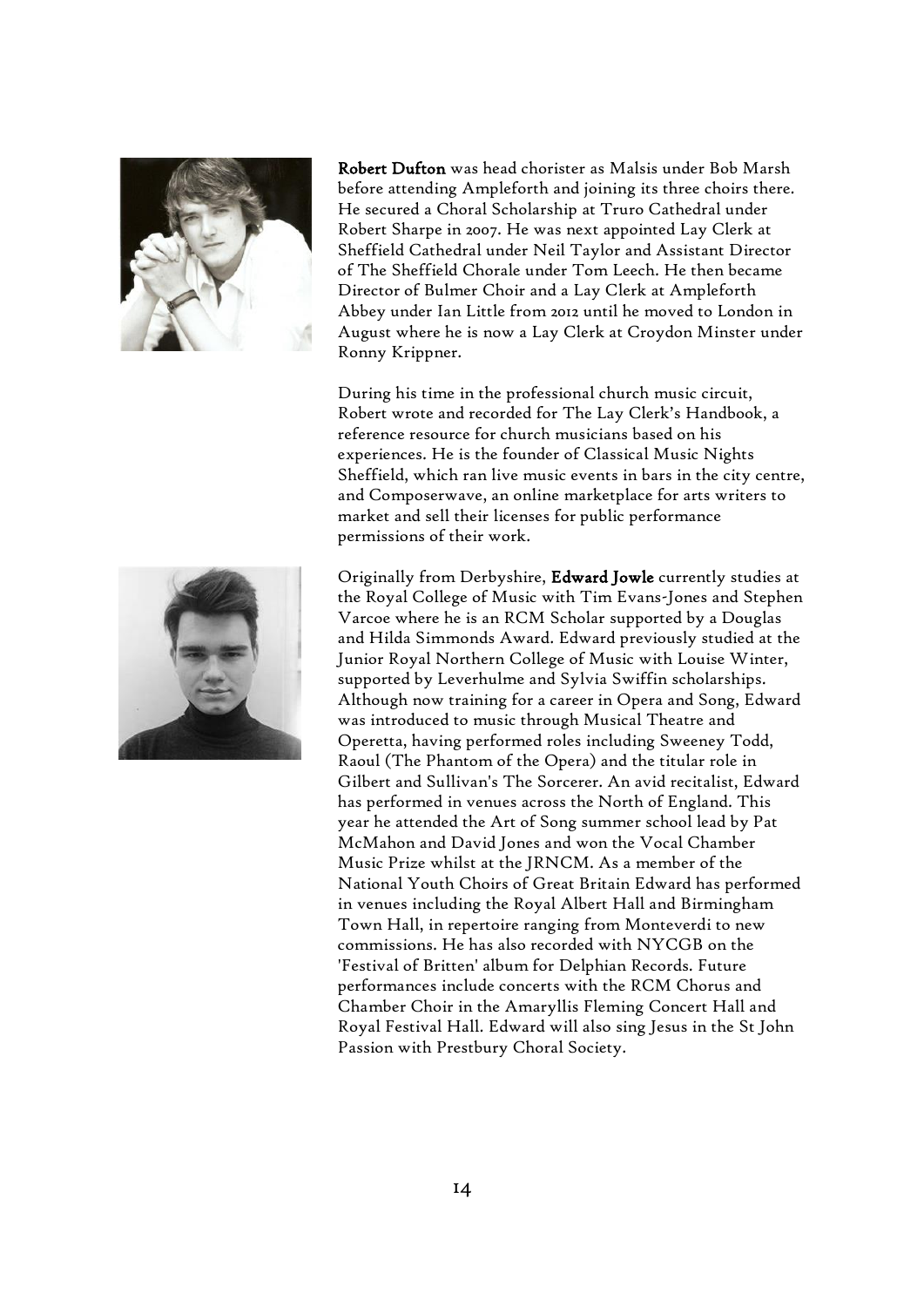**Robert Dufton** was head chorister as Malsis under Bob Marsh before attending Ampleforth and joining its three choirs there. He secured a Choral Scholarship at Truro Cathedral under Robert Sharpe in 2007. He was next appointed Lay Clerk at Sheffield Cathedral under Neil Taylor and Assistant Director of The Sheffield Chorale under Tom Leech. He then became Director of Bulmer Choir and a Lay Clerk at Ampleforth Abbey under Ian Little from 2012 until he moved to London in August where he is now a Lay Clerk at Croydon Minster under Ronny Krippner.

During his time in the professional church music circuit, Robert wrote and recorded for The Lay Clerk's Handbook, a reference resource for church musicians based on his experiences. He is the founder of Classical Music Nights Sheffield, which ran live music events in bars in the city centre, and Composerwave, an online marketplace for arts writers to market and sell their licenses for public performance permissions of their work.

Originally from Derbyshire, **Edward Jowle** currently studies at the Royal College of Music with Tim Evans-Jones and Stephen Varcoe where he is an RCM Scholar supported by a Douglas and Hilda Simmonds Award. Edward previously studied at the Junior Royal Northern College of Music with Louise Winter, supported by Leverhulme and Sylvia Swiffin scholarships. Although now training for a career in Opera and Song, Edward was introduced to music through Musical Theatre and Operetta, having performed roles including Sweeney Todd, Raoul (The Phantom of the Opera) and the titular role in Gilbert and Sullivan's The Sorcerer. An avid recitalist, Edward has performed in venues across the North of England. This year he attended the Art of Song summer school lead by Pat McMahon and David Jones and won the Vocal Chamber Music Prize whilst at the JRNCM. As a member of the National Youth Choirs of Great Britain Edward has performed in venues including the Royal Albert Hall and Birmingham Town Hall, in repertoire ranging from Monteverdi to new commissions. He has also recorded with NYCGB on the 'Festival of Britten' album for Delphian Records. Future performances include concerts with the RCM Chorus and Chamber Choir in the Amaryllis Fleming Concert Hall and Royal Festival Hall. Edward will also sing Jesus in the St John Passion with Prestbury Choral Society.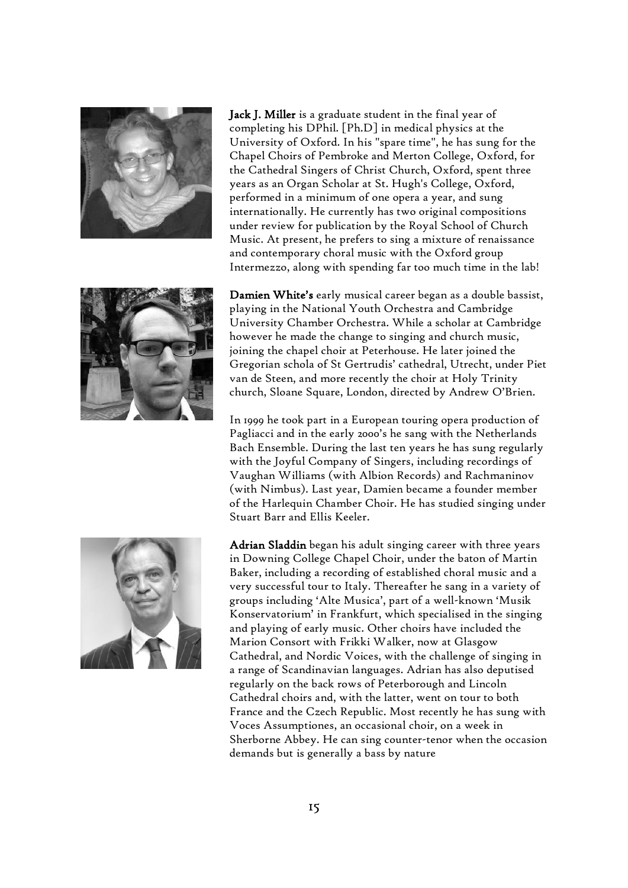**Jack J. Miller** is a graduate student in the final year of completing his DPhil. [Ph.D] in medical physics at the University of Oxford. In his "spare time", he has sung for the Chapel Choirs of Pembroke and Merton College, Oxford, for the Cathedral Singers of Christ Church, Oxford, spent three years as an Organ Scholar at St. Hugh's College, Oxford, performed in a minimum of one opera a year, and sung internationally. He currently has two original compositions under review for publication by the Royal School of Church Music. At present, he prefers to sing a mixture of renaissance and contemporary choral music with the Oxford group Intermezzo, along with spending far too much time in the lab!

**Damien White's** early musical career began as a double bassist, playing in the National Youth Orchestra and Cambridge University Chamber Orchestra. While a scholar at Cambridge however he made the change to singing and church music, joining the chapel choir at Peterhouse. He later joined the Gregorian schola of St Gertrudis' cathedral, Utrecht, under Piet van de Steen, and more recently the choir at Holy Trinity church, Sloane Square, London, directed by Andrew O'Brien.

In 1999 he took part in a European touring opera production of Pagliacci and in the early 2000's he sang with the Netherlands Bach Ensemble. During the last ten years he has sung regularly with the Joyful Company of Singers, including recordings of Vaughan Williams (with Albion Records) and Rachmaninov (with Nimbus). Last year, Damien became a founder member of the Harlequin Chamber Choir. He has studied singing under Stuart Barr and Ellis Keeler.

**Adrian Sladdin** began his adult singing career with three years in Downing College Chapel Choir, under the baton of Martin Baker, including a recording of established choral music and a very successful tour to Italy. Thereafter he sang in a variety of groups including 'Alte Musica', part of a well-known 'Musik Konservatorium' in Frankfurt, which specialised in the singing and playing of early music. Other choirs have included the Marion Consort with Frikki Walker, now at Glasgow Cathedral, and Nordic Voices, with the challenge of singing in a range of Scandinavian languages. Adrian has also deputised regularly on the back rows of Peterborough and Lincoln Cathedral choirs and, with the latter, went on tour to both France and the Czech Republic. Most recently he has sung with Voces Assumptiones, an occasional choir, on a week in Sherborne Abbey. He can sing counter-tenor when the occasion demands but is generally a bass by nature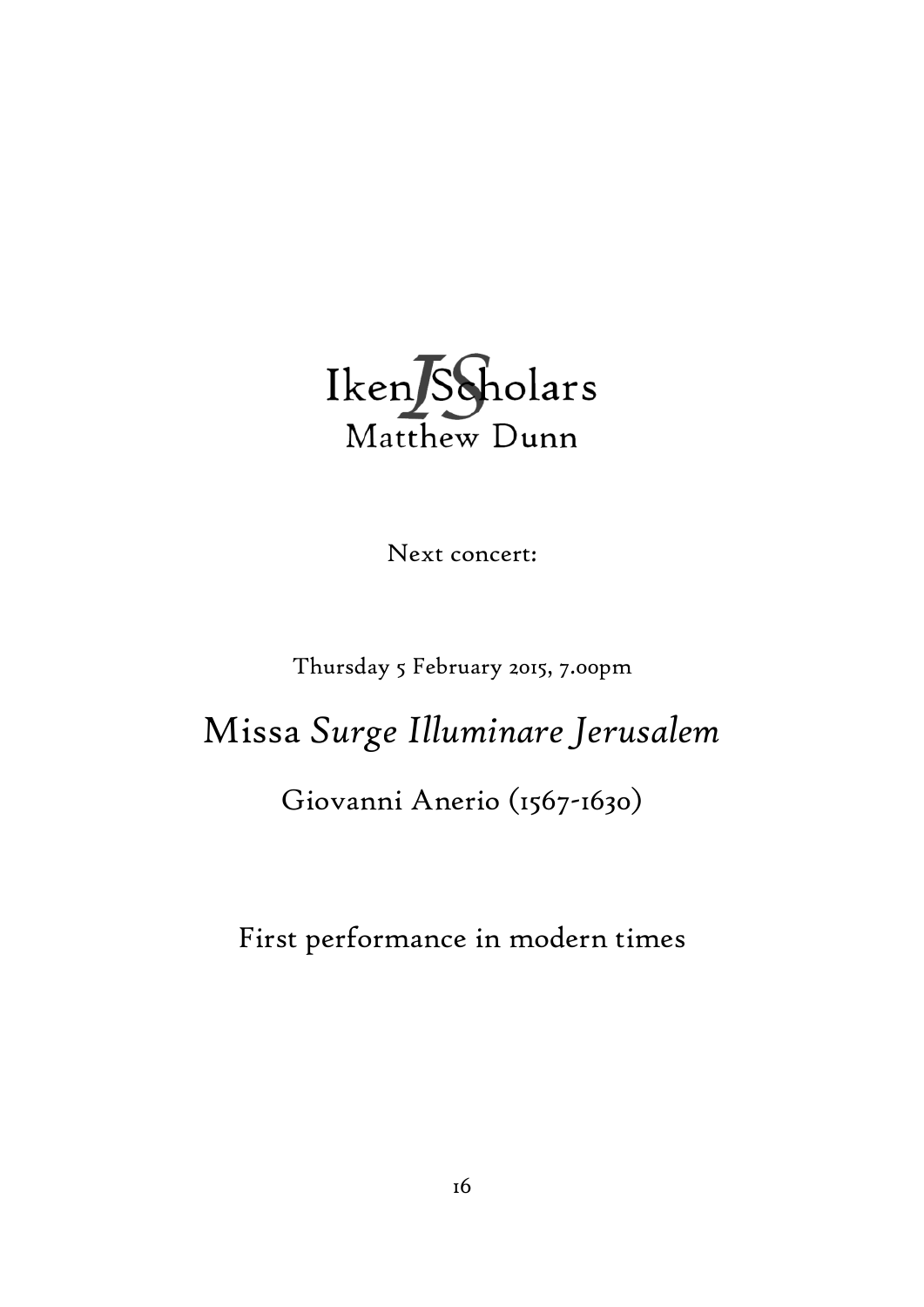Iken Scholars
Matthew Dunn

Next concert:

Thursday 5 February 2015, 7.00pm

# Missa *Surge Illuminare Jerusalem*

## Giovanni Anerio (1567-1630)

First performance in modern times